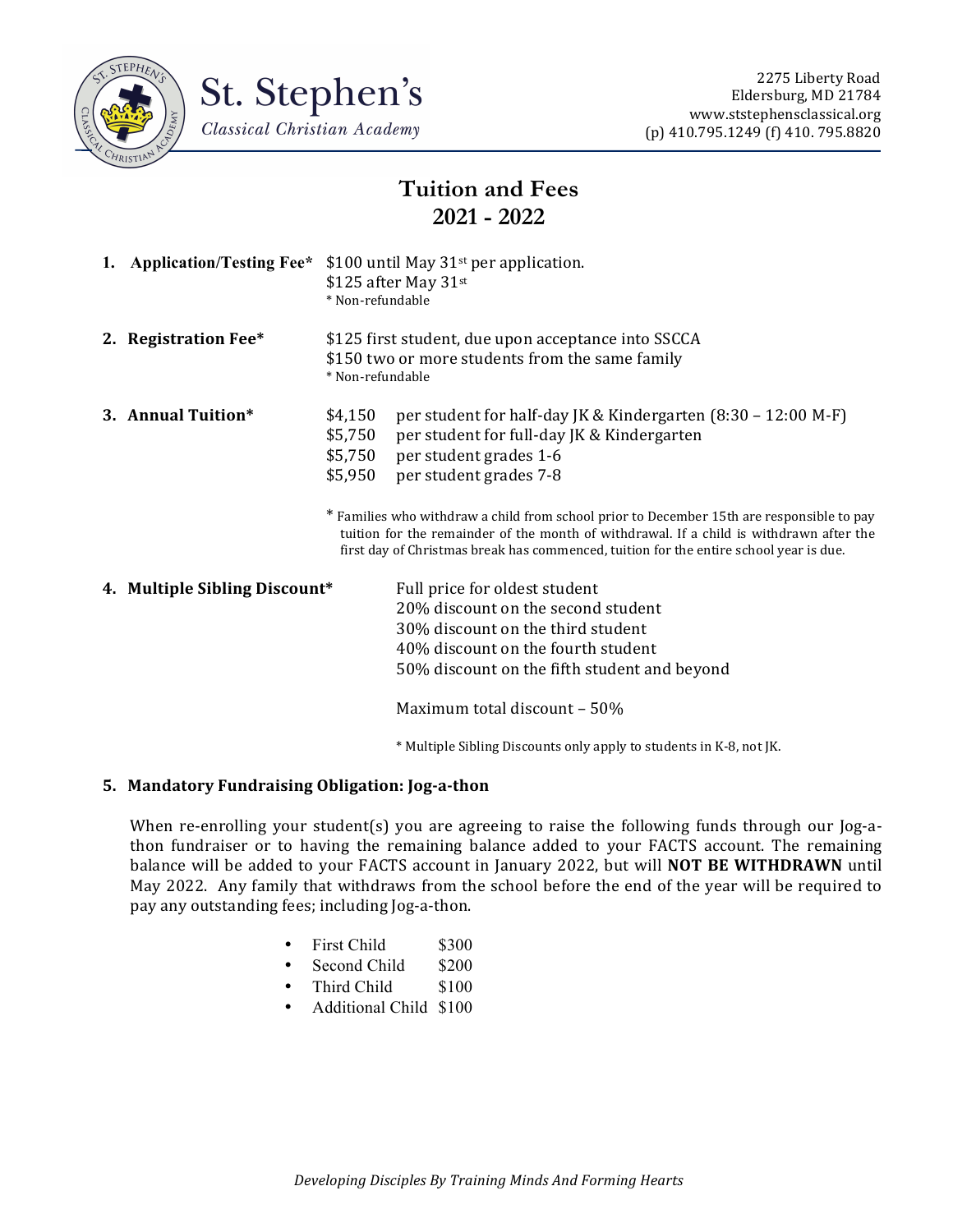# St. Stephen's

*Classical Christian Academy*

2275 Liberty Road
Eldersburg, MD 21784
www.ststephensclassical.org
(p) 410.795.1249 (f) 410. 795.8820

## Tuition and Fees
## 2021 - 2022

1. **Application/Testing Fee*** $100 until May 31st per application.
   $125 after May 31st
   * Non-refundable

2. **Registration Fee*** $125 first student, due upon acceptance into SSCCA
   $150 two or more students from the same family
   * Non-refundable

3. **Annual Tuition***

| | |
|---|---|
| $4,150 | per student for half-day JK & Kindergarten (8:30 – 12:00 M-F) |
| $5,750 | per student for full-day JK & Kindergarten |
| $5,750 | per student grades 1-6 |
| $5,950 | per student grades 7-8 |

   * Families who withdraw a child from school prior to December 15th are responsible to pay tuition for the remainder of the month of withdrawal. If a child is withdrawn after the first day of Christmas break has commenced, tuition for the entire school year is due.

4. **Multiple Sibling Discount***
   Full price for oldest student
   20% discount on the second student
   30% discount on the third student
   40% discount on the fourth student
   50% discount on the fifth student and beyond

   Maximum total discount – 50%

   * Multiple Sibling Discounts only apply to students in K-8, not JK.

5. **Mandatory Fundraising Obligation: Jog-a-thon**

When re-enrolling your student(s) you are agreeing to raise the following funds through our Jog-a-thon fundraiser or to having the remaining balance added to your FACTS account. The remaining balance will be added to your FACTS account in January 2022, but will **NOT BE WITHDRAWN** until May 2022. Any family that withdraws from the school before the end of the year will be required to pay any outstanding fees; including Jog-a-thon.

- First Child $300
- Second Child $200
- Third Child $100
- Additional Child $100

*Developing Disciples By Training Minds And Forming Hearts*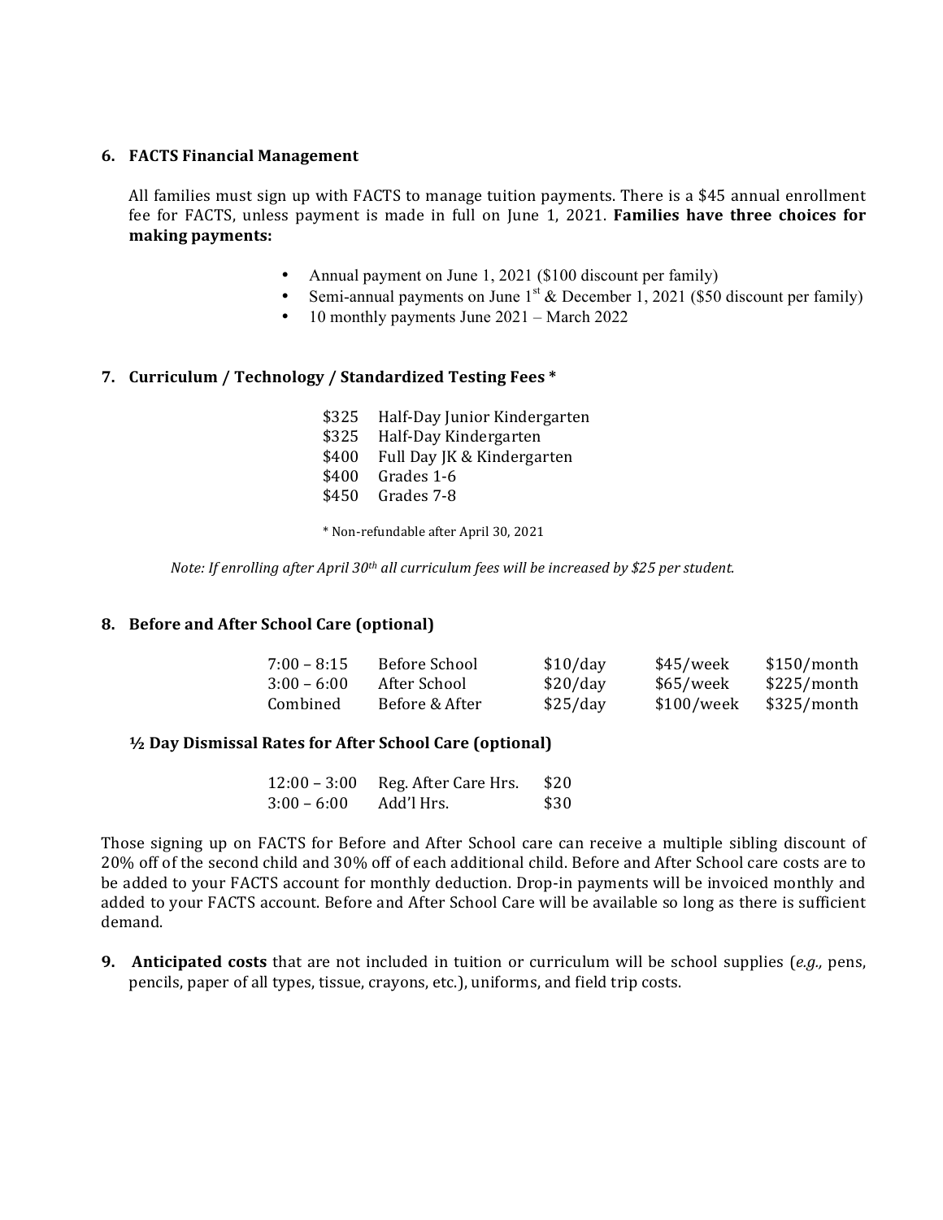**6. FACTS Financial Management**

All families must sign up with FACTS to manage tuition payments. There is a $45 annual enrollment fee for FACTS, unless payment is made in full on June 1, 2021. **Families have three choices for making payments:**

- Annual payment on June 1, 2021 ($100 discount per family)
- Semi-annual payments on June 1st & December 1, 2021 ($50 discount per family)
- 10 monthly payments June 2021 – March 2022

**7. Curriculum / Technology / Standardized Testing Fees \***

| | |
|---|---|
| $325 | Half-Day Junior Kindergarten |
| $325 | Half-Day Kindergarten |
| $400 | Full Day JK & Kindergarten |
| $400 | Grades 1-6 |
| $450 | Grades 7-8 |

\* Non-refundable after April 30, 2021

*Note: If enrolling after April 30th all curriculum fees will be increased by $25 per student.*

**8. Before and After School Care (optional)**

| | | | | |
|---|---|---|---|---|
| 7:00 – 8:15 | Before School | $10/day | $45/week | $150/month |
| 3:00 – 6:00 | After School | $20/day | $65/week | $225/month |
| Combined | Before & After | $25/day | $100/week | $325/month |

**½ Day Dismissal Rates for After School Care (optional)**

| | | |
|---|---|---|
| 12:00 – 3:00 | Reg. After Care Hrs. | $20 |
| 3:00 – 6:00 | Add'l Hrs. | $30 |

Those signing up on FACTS for Before and After School care can receive a multiple sibling discount of 20% off of the second child and 30% off of each additional child. Before and After School care costs are to be added to your FACTS account for monthly deduction. Drop-in payments will be invoiced monthly and added to your FACTS account. Before and After School Care will be available so long as there is sufficient demand.

**9. Anticipated costs** that are not included in tuition or curriculum will be school supplies (*e.g.,* pens, pencils, paper of all types, tissue, crayons, etc.), uniforms, and field trip costs.